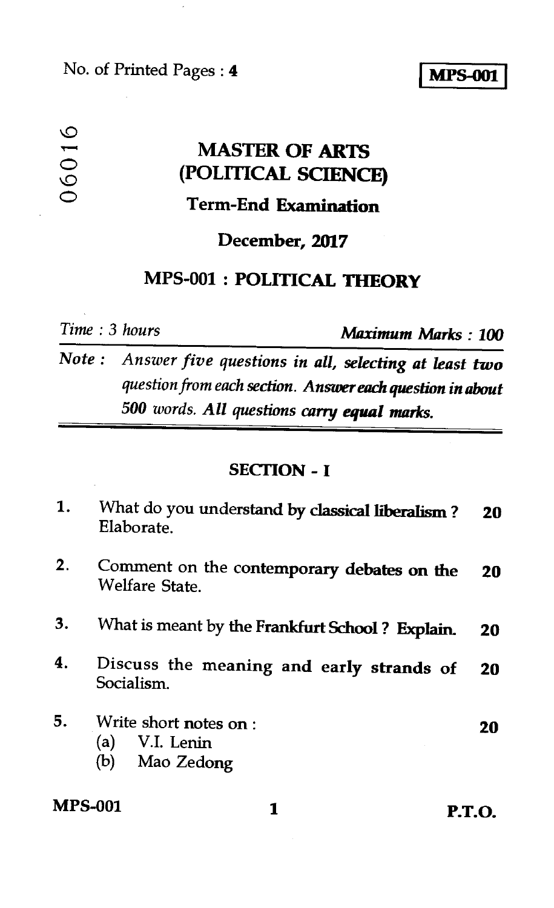No. of Printed Pages : 4

**MPS-001**

06016

# MASTER OF ARTS (POLITICAL SCIENCE)

## Term-End Examination

## December, 2017

## MPS-001 : POLITICAL THEORY

*Time : 3 hours* *Maximum Marks : 100*

*Note : Answer five questions in all, selecting at least two question from each section. Answer each question in about 500 words. All questions carry equal marks.*

### SECTION - I

1. What do you understand by classical liberalism ? Elaborate. **20**

2. Comment on the contemporary debates on the Welfare State. **20**

3. What is meant by the Frankfurt School ? Explain. **20**

4. Discuss the meaning and early strands of Socialism. **20**

5. Write short notes on : **20**
   - (a) V.I. Lenin
   - (b) Mao Zedong

P.T.O.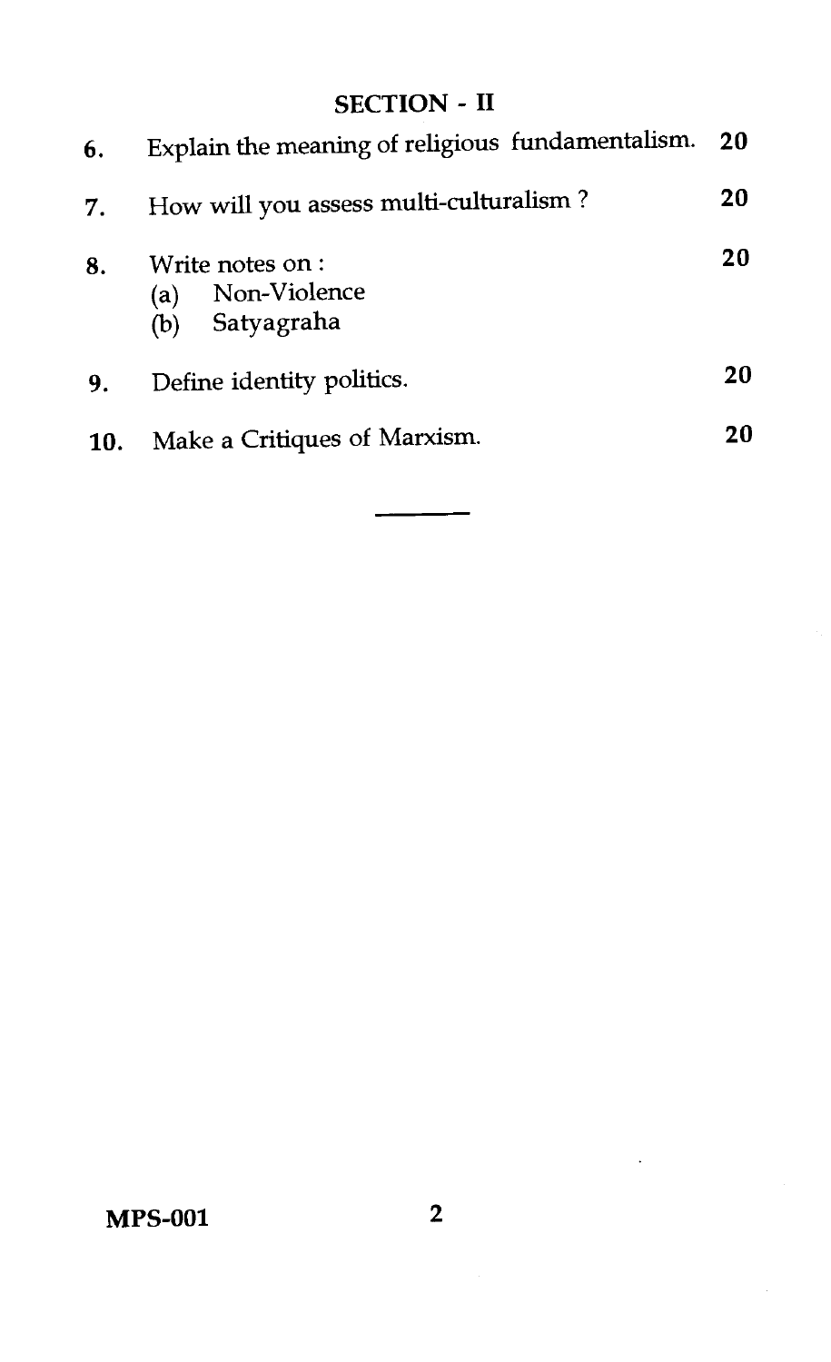## SECTION - II

6. Explain the meaning of religious fundamentalism. 20

7. How will you assess multi-culturalism ? 20

8. Write notes on : 20
   (a) Non-Violence
   (b) Satyagraha

9. Define identity politics. 20

10. Make a Critiques of Marxism. 20

---

MPS-001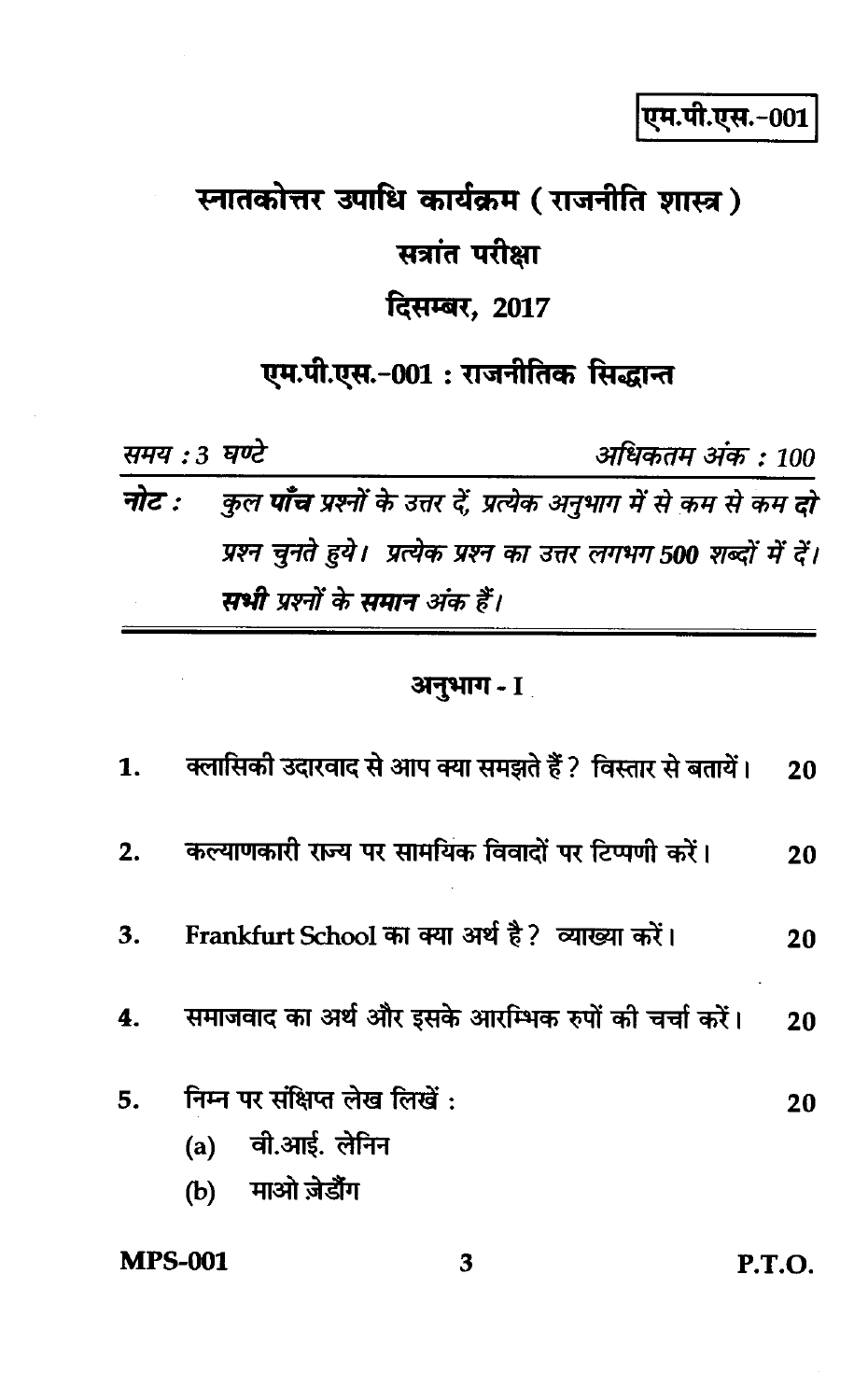एम.पी.एस.-001

# स्नातकोत्तर उपाधि कार्यक्रम ( राजनीति शास्त्र )

## सत्रांत परीक्षा

## दिसम्बर, 2017

## एम.पी.एस.-001 : राजनीतिक सिद्धान्त

*समय : 3 घण्टे* *अधिकतम अंक : 100*

***नोट :*** *कुल **पाँच** प्रश्नों के उत्तर दें, प्रत्येक अनुभाग में से कम से कम **दो** प्रश्न चुनते हुये। प्रत्येक प्रश्न का उत्तर लगभग 500 शब्दों में दें। **सभी** प्रश्नों के **समान** अंक हैं।*

---

### अनुभाग - I

1. क्लासिकी उदारवाद से आप क्या समझते हैं ? विस्तार से बतायें। **20**

2. कल्याणकारी राज्य पर सामयिक विवादों पर टिप्पणी करें। **20**

3. Frankfurt School का क्या अर्थ है ? व्याख्या करें। **20**

4. समाजवाद का अर्थ और इसके आरम्भिक रुपों की चर्चा करें। **20**

5. निम्न पर संक्षिप्त लेख लिखें : **20**
   (a) वी.आई. लेनिन
   (b) माओ ज़ेडौंग

P.T.O.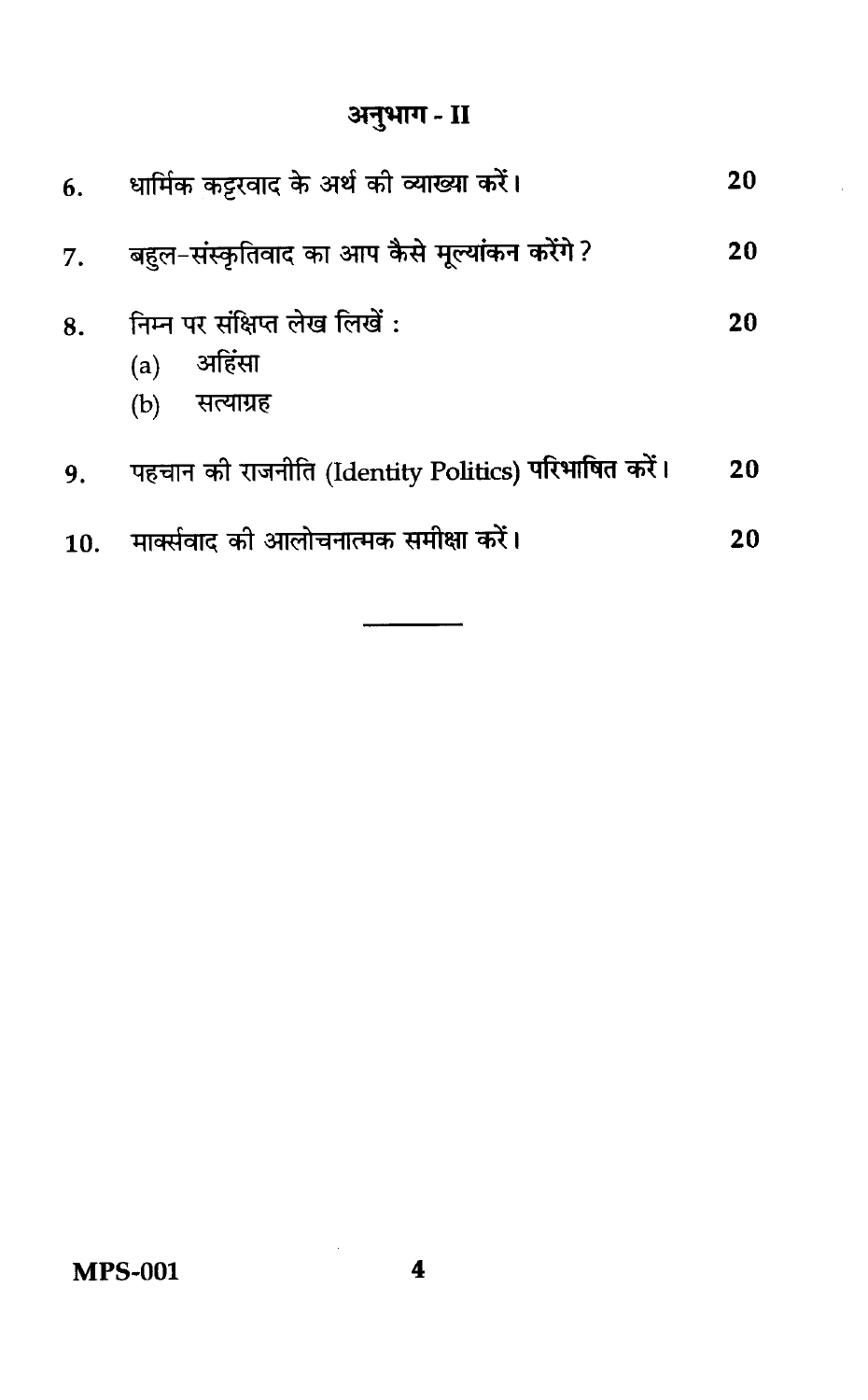## अनुभाग - II

6. धार्मिक कट्टरवाद के अर्थ की व्याख्या करें। 20

7. बहुल-संस्कृतिवाद का आप कैसे मूल्यांकन करेंगे? 20

8. निम्न पर संक्षिप्त लेख लिखें : 20
   (a) अहिंसा
   (b) सत्याग्रह

9. पहचान की राजनीति (Identity Politics) परिभाषित करें। 20

10. मार्क्सवाद की आलोचनात्मक समीक्षा करें। 20